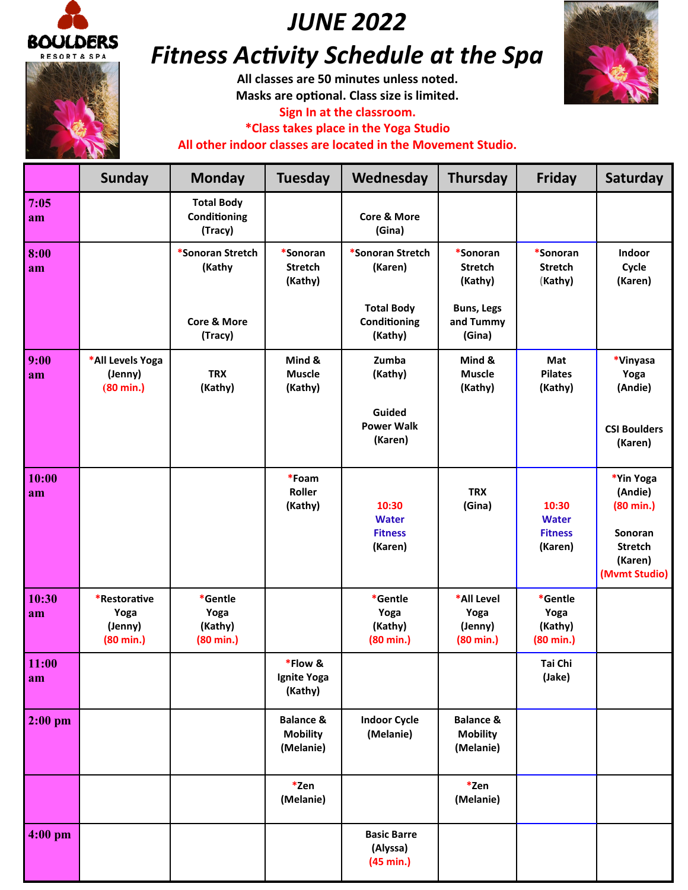# JUNE 2022

# Fitness Activity Schedule at the Spa

All classes are 50 minutes unless noted.
Masks are optional. Class size is limited.
Sign In at the classroom.
*Class takes place in the Yoga Studio
All other indoor classes are located in the Movement Studio.

| | Sunday | Monday | Tuesday | Wednesday | Thursday | Friday | Saturday |
|---|---|---|---|---|---|---|---|
| 7:05 am | | Total Body Conditioning (Tracy) | | Core & More (Gina) | | | |
| 8:00 am | | *Sonoran Stretch (Kathy<br><br>Core & More (Tracy) | *Sonoran Stretch (Kathy) | *Sonoran Stretch (Karen)<br><br>Total Body Conditioning (Kathy) | *Sonoran Stretch (Kathy)<br><br>Buns, Legs and Tummy (Gina) | *Sonoran Stretch (Kathy) | Indoor Cycle (Karen) |
| 9:00 am | *All Levels Yoga (Jenny) (80 min.) | TRX (Kathy) | Mind & Muscle (Kathy) | Zumba (Kathy)<br><br>Guided Power Walk (Karen) | Mind & Muscle (Kathy) | Mat Pilates (Kathy) | *Vinyasa Yoga (Andie)<br><br>CSI Boulders (Karen) |
| 10:00 am | | | *Foam Roller (Kathy) | 10:30 Water Fitness (Karen) | TRX (Gina) | 10:30 Water Fitness (Karen) | *Yin Yoga (Andie) (80 min.)<br><br>Sonoran Stretch (Karen) (Mvmt Studio) |
| 10:30 am | *Restorative Yoga (Jenny) (80 min.) | *Gentle Yoga (Kathy) (80 min.) | | *Gentle Yoga (Kathy) (80 min.) | *All Level Yoga (Jenny) (80 min.) | *Gentle Yoga (Kathy) (80 min.) | |
| 11:00 am | | | *Flow & Ignite Yoga (Kathy) | | | Tai Chi (Jake) | |
| 2:00 pm | | | Balance & Mobility (Melanie) | Indoor Cycle (Melanie) | Balance & Mobility (Melanie) | | |
| | | | *Zen (Melanie) | | *Zen (Melanie) | | |
| 4:00 pm | | | | Basic Barre (Alyssa) (45 min.) | | | |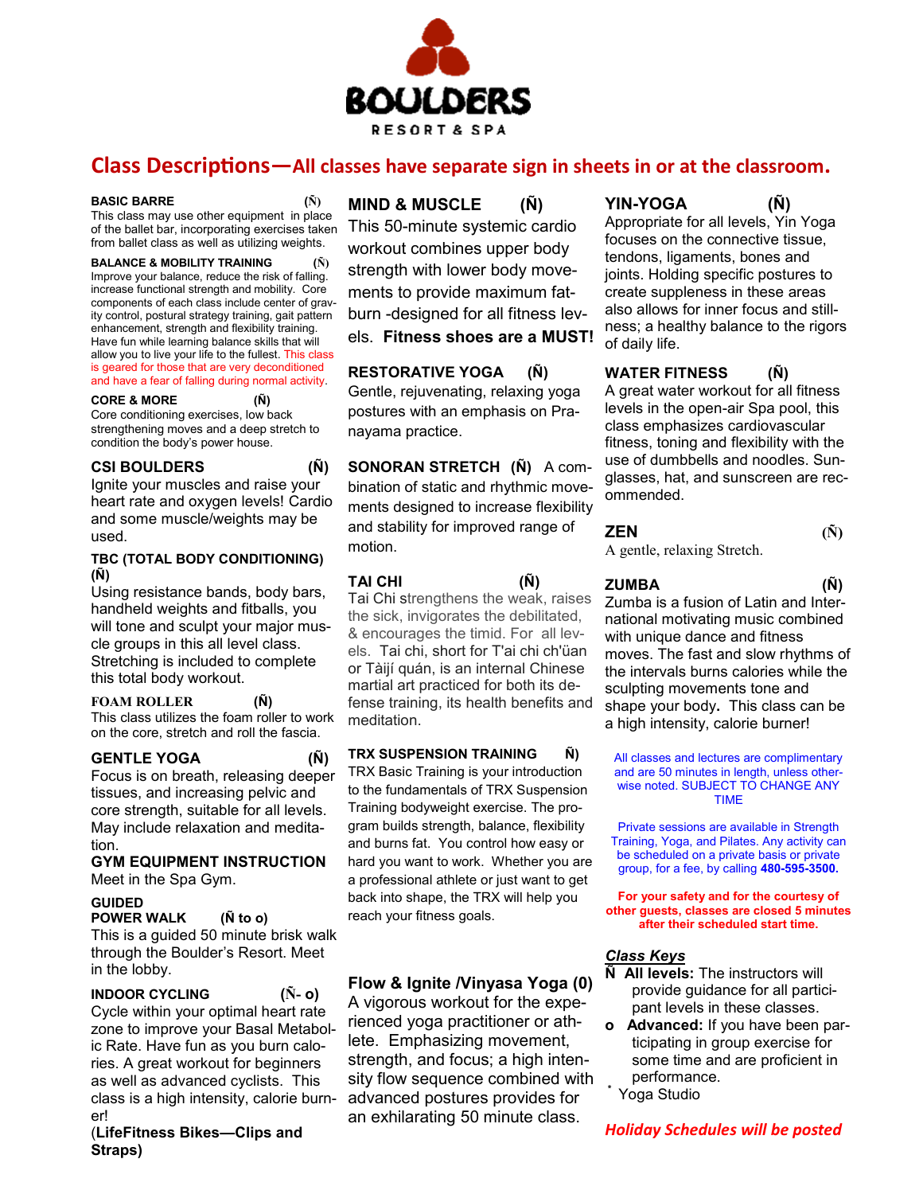BOULDERS
RESORT & SPA

# Class Descriptions—All classes have separate sign in sheets in or at the classroom.

**BASIC BARRE** (Ñ)
This class may use other equipment in place of the ballet bar, incorporating exercises taken from ballet class as well as utilizing weights.

**BALANCE & MOBILITY TRAINING** (Ñ)
Improve your balance, reduce the risk of falling. increase functional strength and mobility. Core components of each class include center of gravity control, postural strategy training, gait pattern enhancement, strength and flexibility training. Have fun while learning balance skills that will allow you to live your life to the fullest. This class is geared for those that are very deconditioned and have a fear of falling during normal activity.

**CORE & MORE** (Ñ)
Core conditioning exercises, low back strengthening moves and a deep stretch to condition the body's power house.

**CSI BOULDERS** (Ñ)
Ignite your muscles and raise your heart rate and oxygen levels! Cardio and some muscle/weights may be used.

**TBC (TOTAL BODY CONDITIONING) (Ñ)**
Using resistance bands, body bars, handheld weights and fitballs, you will tone and sculpt your major muscle groups in this all level class. Stretching is included to complete this total body workout.

**FOAM ROLLER** (Ñ)
This class utilizes the foam roller to work on the core, stretch and roll the fascia.

**GENTLE YOGA** (Ñ)
Focus is on breath, releasing deeper tissues, and increasing pelvic and core strength, suitable for all levels. May include relaxation and meditation.

**GYM EQUIPMENT INSTRUCTION**
Meet in the Spa Gym.

**GUIDED POWER WALK** (Ñ to o)
This is a guided 50 minute brisk walk through the Boulder's Resort. Meet in the lobby.

**INDOOR CYCLING** (Ñ- o)
Cycle within your optimal heart rate zone to improve your Basal Metabolic Rate. Have fun as you burn calories. A great workout for beginners as well as advanced cyclists. This class is a high intensity, calorie burner!
(**LifeFitness Bikes—Clips and Straps)**

**MIND & MUSCLE** (Ñ)
This 50-minute systemic cardio workout combines upper body strength with lower body movements to provide maximum fat-burn -designed for all fitness levels. **Fitness shoes are a MUST!**

**RESTORATIVE YOGA** (Ñ)
Gentle, rejuvenating, relaxing yoga postures with an emphasis on Pranayama practice.

**SONORAN STRETCH** (Ñ) A combination of static and rhythmic movements designed to increase flexibility and stability for improved range of motion.

**TAI CHI** (Ñ)
Tai Chi strengthens the weak, raises the sick, invigorates the debilitated, & encourages the timid. For all levels. Tai chi, short for T'ai chi ch'üan or Tàijí quán, is an internal Chinese martial art practiced for both its defense training, its health benefits and meditation.

**TRX SUSPENSION TRAINING** Ñ)
TRX Basic Training is your introduction to the fundamentals of TRX Suspension Training bodyweight exercise. The program builds strength, balance, flexibility and burns fat. You control how easy or hard you want to work. Whether you are a professional athlete or just want to get back into shape, the TRX will help you reach your fitness goals.

**Flow & Ignite /Vinyasa Yoga (0)**
A vigorous workout for the experienced yoga practitioner or athlete. Emphasizing movement, strength, and focus; a high intensity flow sequence combined with advanced postures provides for an exhilarating 50 minute class.

**YIN-YOGA** (Ñ)
Appropriate for all levels, Yin Yoga focuses on the connective tissue, tendons, ligaments, bones and joints. Holding specific postures to create suppleness in these areas also allows for inner focus and stillness; a healthy balance to the rigors of daily life.

**WATER FITNESS** (Ñ)
A great water workout for all fitness levels in the open-air Spa pool, this class emphasizes cardiovascular fitness, toning and flexibility with the use of dumbbells and noodles. Sunglasses, hat, and sunscreen are recommended.

**ZEN** (Ñ)
A gentle, relaxing Stretch.

**ZUMBA** (Ñ)
Zumba is a fusion of Latin and International motivating music combined with unique dance and fitness moves. The fast and slow rhythms of the intervals burns calories while the sculpting movements tone and shape your body. This class can be a high intensity, calorie burner!

All classes and lectures are complimentary and are 50 minutes in length, unless otherwise noted. SUBJECT TO CHANGE ANY TIME

Private sessions are available in Strength Training, Yoga, and Pilates. Any activity can be scheduled on a private basis or private group, for a fee, by calling **480-595-3500.**

**For your safety and for the courtesy of other guests, classes are closed 5 minutes after their scheduled start time.**

***Class Keys***

- **Ñ All levels:** The instructors will provide guidance for all participant levels in these classes.
- **o Advanced:** If you have been participating in group exercise for some time and are proficient in performance.

* Yoga Studio

***Holiday Schedules will be posted***